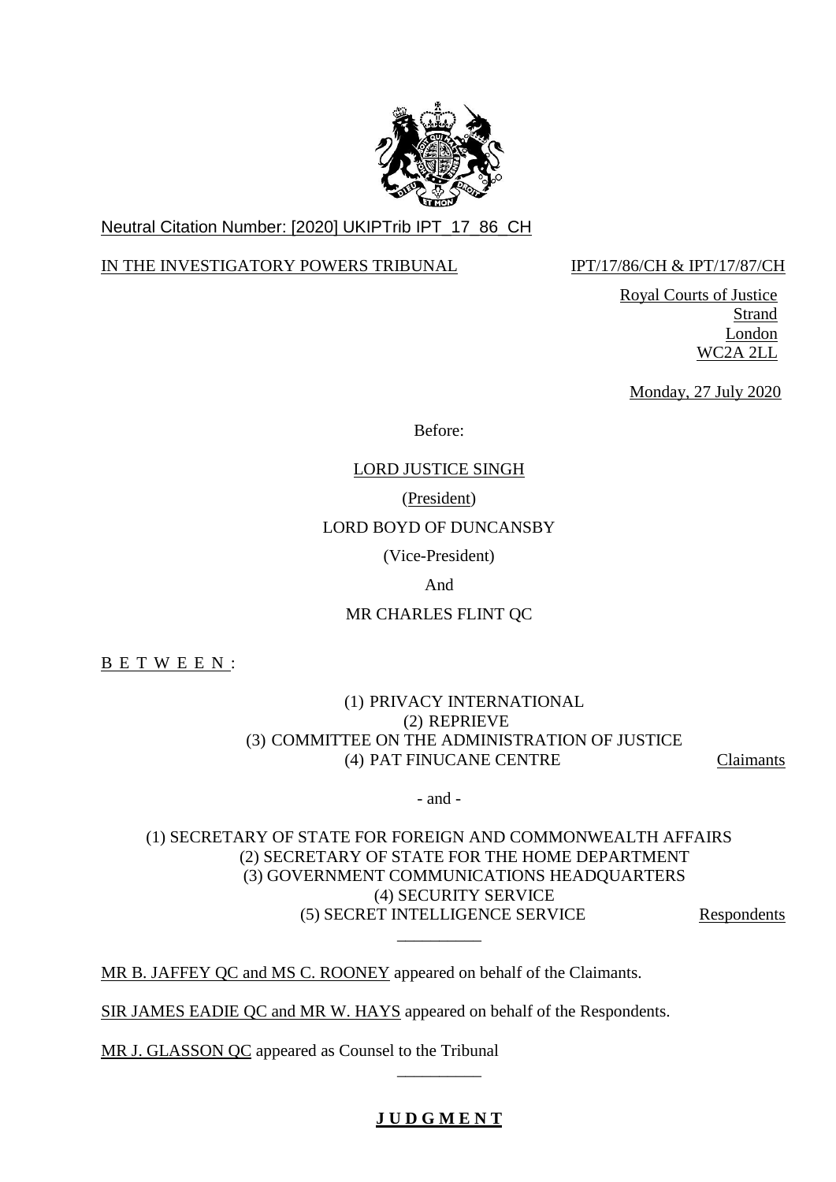Neutral Citation Number: [2020] UKIPTrib IPT_17_86_CH

IN THE INVESTIGATORY POWERS TRIBUNAL IPT/17/86/CH & IPT/17/87/CH

Royal Courts of Justice
Strand
London
WC2A 2LL

Monday, 27 July 2020

Before:

LORD JUSTICE SINGH

(President)

LORD BOYD OF DUNCANSBY

(Vice-President)

And

MR CHARLES FLINT QC

B E T W E E N :

(1) PRIVACY INTERNATIONAL
(2) REPRIEVE
(3) COMMITTEE ON THE ADMINISTRATION OF JUSTICE
(4) PAT FINUCANE CENTRE

Claimants

- and -

(1) SECRETARY OF STATE FOR FOREIGN AND COMMONWEALTH AFFAIRS
(2) SECRETARY OF STATE FOR THE HOME DEPARTMENT
(3) GOVERNMENT COMMUNICATIONS HEADQUARTERS
(4) SECURITY SERVICE
(5) SECRET INTELLIGENCE SERVICE

Respondents

__________

MR B. JAFFEY QC and MS C. ROONEY appeared on behalf of the Claimants.

SIR JAMES EADIE QC and MR W. HAYS appeared on behalf of the Respondents.

MR J. GLASSON QC appeared as Counsel to the Tribunal

__________

# **J U D G M E N T**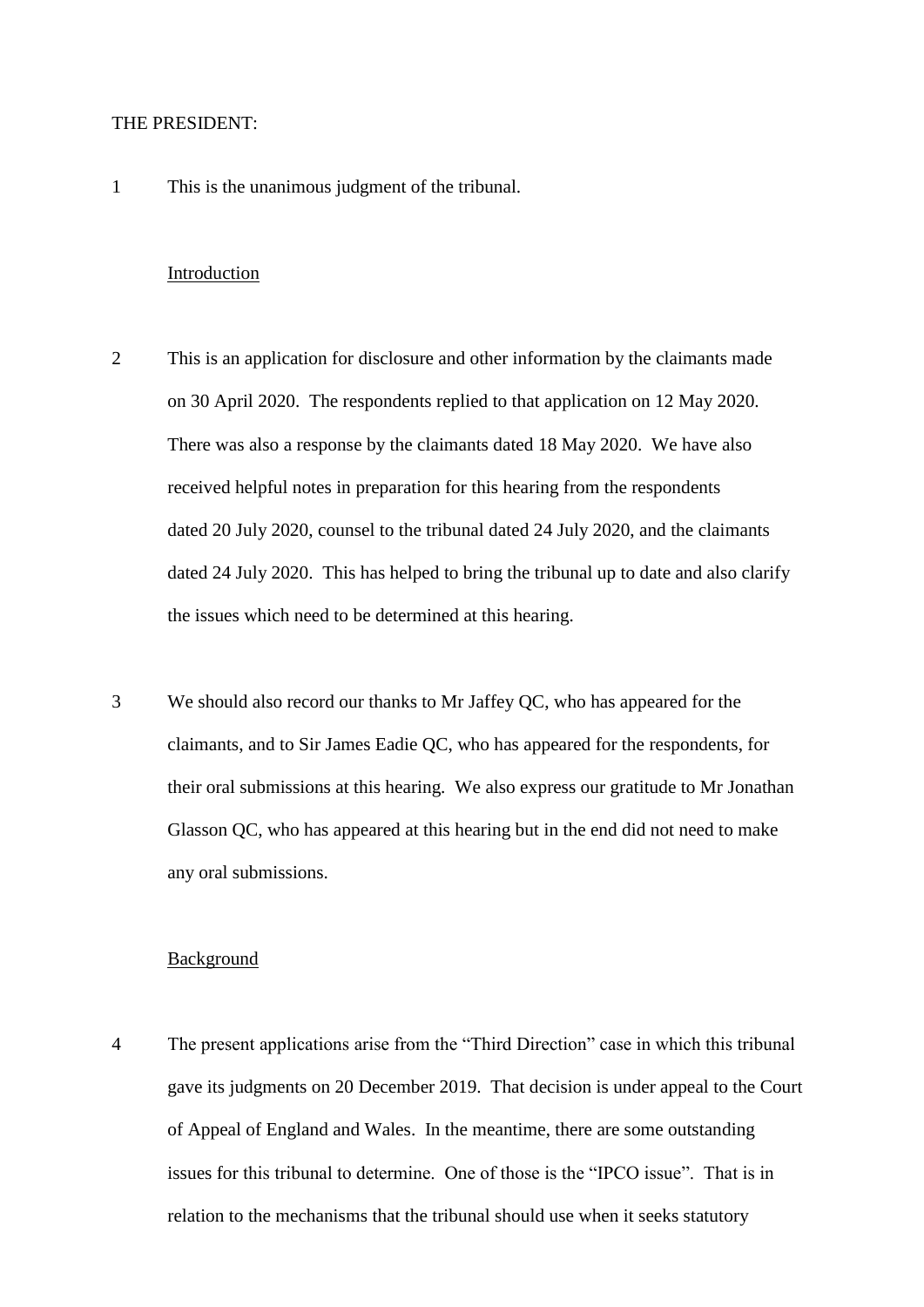THE PRESIDENT:

1 This is the unanimous judgment of the tribunal.

## Introduction

2 This is an application for disclosure and other information by the claimants made on 30 April 2020. The respondents replied to that application on 12 May 2020. There was also a response by the claimants dated 18 May 2020. We have also received helpful notes in preparation for this hearing from the respondents dated 20 July 2020, counsel to the tribunal dated 24 July 2020, and the claimants dated 24 July 2020. This has helped to bring the tribunal up to date and also clarify the issues which need to be determined at this hearing.

3 We should also record our thanks to Mr Jaffey QC, who has appeared for the claimants, and to Sir James Eadie QC, who has appeared for the respondents, for their oral submissions at this hearing. We also express our gratitude to Mr Jonathan Glasson QC, who has appeared at this hearing but in the end did not need to make any oral submissions.

## Background

4 The present applications arise from the "Third Direction" case in which this tribunal gave its judgments on 20 December 2019. That decision is under appeal to the Court of Appeal of England and Wales. In the meantime, there are some outstanding issues for this tribunal to determine. One of those is the "IPCO issue". That is in relation to the mechanisms that the tribunal should use when it seeks statutory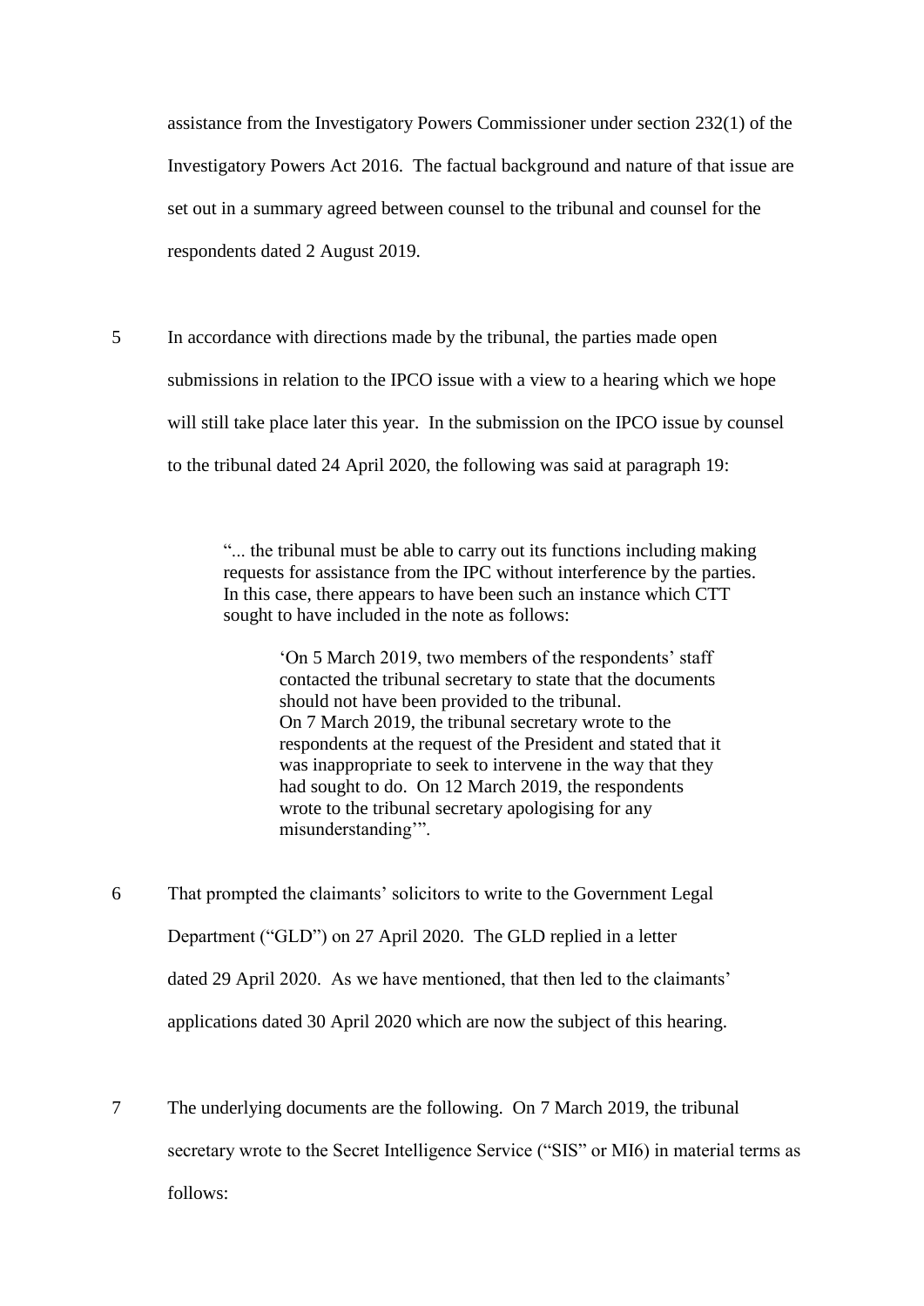assistance from the Investigatory Powers Commissioner under section 232(1) of the Investigatory Powers Act 2016. The factual background and nature of that issue are set out in a summary agreed between counsel to the tribunal and counsel for the respondents dated 2 August 2019.

5 In accordance with directions made by the tribunal, the parties made open submissions in relation to the IPCO issue with a view to a hearing which we hope will still take place later this year. In the submission on the IPCO issue by counsel to the tribunal dated 24 April 2020, the following was said at paragraph 19:

> "... the tribunal must be able to carry out its functions including making requests for assistance from the IPC without interference by the parties. In this case, there appears to have been such an instance which CTT sought to have included in the note as follows:
>
> > 'On 5 March 2019, two members of the respondents' staff contacted the tribunal secretary to state that the documents should not have been provided to the tribunal.
> > On 7 March 2019, the tribunal secretary wrote to the respondents at the request of the President and stated that it was inappropriate to seek to intervene in the way that they had sought to do. On 12 March 2019, the respondents wrote to the tribunal secretary apologising for any misunderstanding'".

6 That prompted the claimants' solicitors to write to the Government Legal Department ("GLD") on 27 April 2020. The GLD replied in a letter dated 29 April 2020. As we have mentioned, that then led to the claimants' applications dated 30 April 2020 which are now the subject of this hearing.

7 The underlying documents are the following. On 7 March 2019, the tribunal secretary wrote to the Secret Intelligence Service ("SIS" or MI6) in material terms as follows: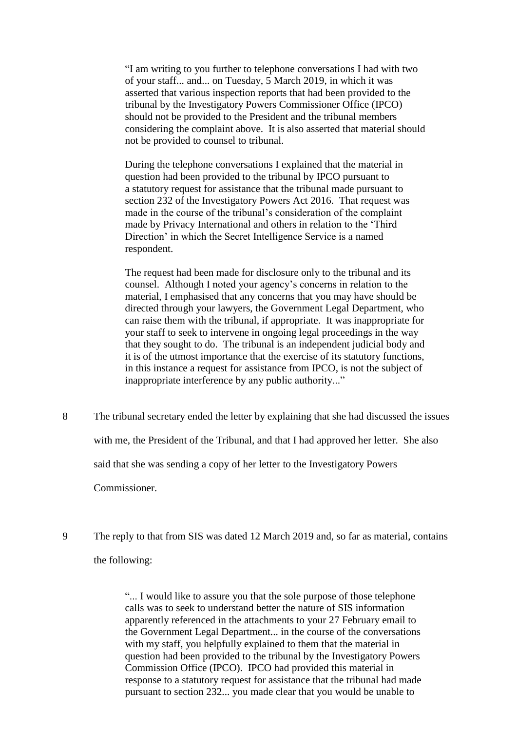> "I am writing to you further to telephone conversations I had with two of your staff... and... on Tuesday, 5 March 2019, in which it was asserted that various inspection reports that had been provided to the tribunal by the Investigatory Powers Commissioner Office (IPCO) should not be provided to the President and the tribunal members considering the complaint above. It is also asserted that material should not be provided to counsel to tribunal.
>
> During the telephone conversations I explained that the material in question had been provided to the tribunal by IPCO pursuant to a statutory request for assistance that the tribunal made pursuant to section 232 of the Investigatory Powers Act 2016. That request was made in the course of the tribunal's consideration of the complaint made by Privacy International and others in relation to the 'Third Direction' in which the Secret Intelligence Service is a named respondent.
>
> The request had been made for disclosure only to the tribunal and its counsel. Although I noted your agency's concerns in relation to the material, I emphasised that any concerns that you may have should be directed through your lawyers, the Government Legal Department, who can raise them with the tribunal, if appropriate. It was inappropriate for your staff to seek to intervene in ongoing legal proceedings in the way that they sought to do. The tribunal is an independent judicial body and it is of the utmost importance that the exercise of its statutory functions, in this instance a request for assistance from IPCO, is not the subject of inappropriate interference by any public authority..."

8 The tribunal secretary ended the letter by explaining that she had discussed the issues with me, the President of the Tribunal, and that I had approved her letter. She also said that she was sending a copy of her letter to the Investigatory Powers Commissioner.

9 The reply to that from SIS was dated 12 March 2019 and, so far as material, contains the following:

> "... I would like to assure you that the sole purpose of those telephone calls was to seek to understand better the nature of SIS information apparently referenced in the attachments to your 27 February email to the Government Legal Department... in the course of the conversations with my staff, you helpfully explained to them that the material in question had been provided to the tribunal by the Investigatory Powers Commission Office (IPCO). IPCO had provided this material in response to a statutory request for assistance that the tribunal had made pursuant to section 232... you made clear that you would be unable to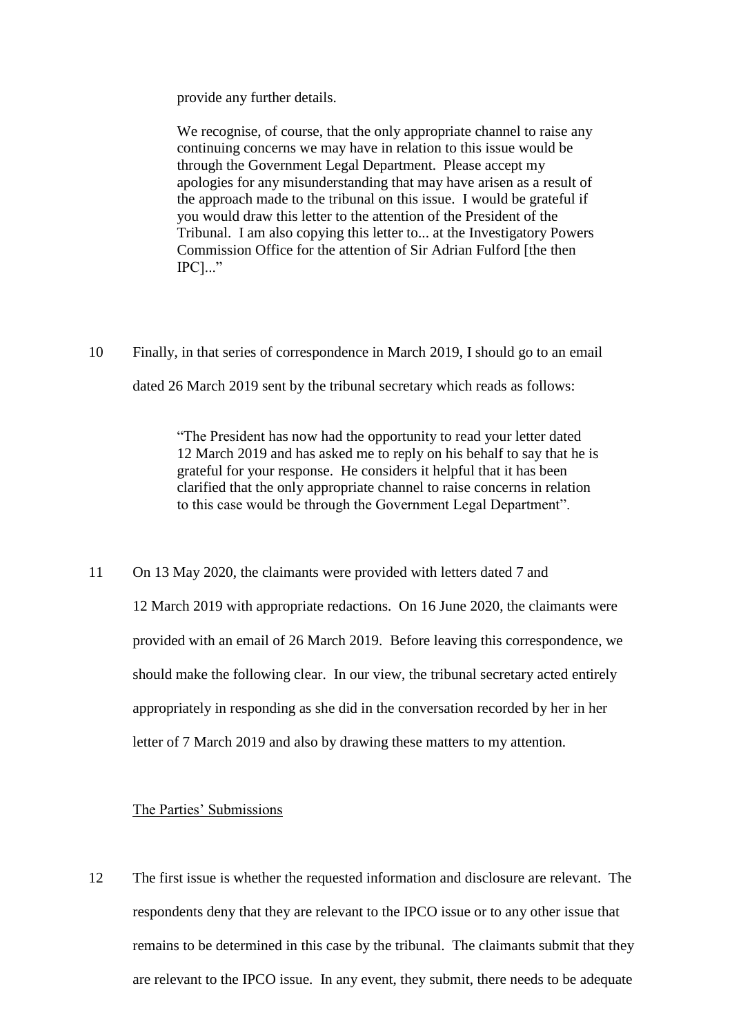> provide any further details.
>
> We recognise, of course, that the only appropriate channel to raise any continuing concerns we may have in relation to this issue would be through the Government Legal Department. Please accept my apologies for any misunderstanding that may have arisen as a result of the approach made to the tribunal on this issue. I would be grateful if you would draw this letter to the attention of the President of the Tribunal. I am also copying this letter to... at the Investigatory Powers Commission Office for the attention of Sir Adrian Fulford [the then IPC]..."

10 Finally, in that series of correspondence in March 2019, I should go to an email dated 26 March 2019 sent by the tribunal secretary which reads as follows:

> "The President has now had the opportunity to read your letter dated 12 March 2019 and has asked me to reply on his behalf to say that he is grateful for your response. He considers it helpful that it has been clarified that the only appropriate channel to raise concerns in relation to this case would be through the Government Legal Department".

11 On 13 May 2020, the claimants were provided with letters dated 7 and 12 March 2019 with appropriate redactions. On 16 June 2020, the claimants were provided with an email of 26 March 2019. Before leaving this correspondence, we should make the following clear. In our view, the tribunal secretary acted entirely appropriately in responding as she did in the conversation recorded by her in her letter of 7 March 2019 and also by drawing these matters to my attention.

<u>The Parties' Submissions</u>

12 The first issue is whether the requested information and disclosure are relevant. The respondents deny that they are relevant to the IPCO issue or to any other issue that remains to be determined in this case by the tribunal. The claimants submit that they are relevant to the IPCO issue. In any event, they submit, there needs to be adequate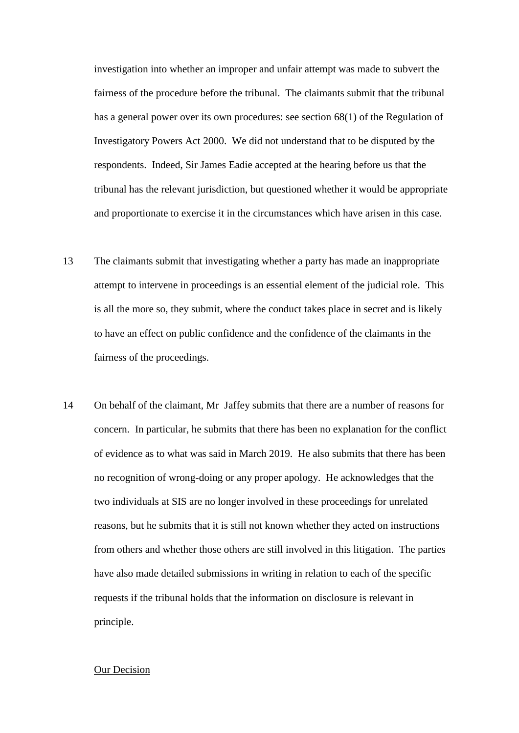investigation into whether an improper and unfair attempt was made to subvert the fairness of the procedure before the tribunal. The claimants submit that the tribunal has a general power over its own procedures: see section 68(1) of the Regulation of Investigatory Powers Act 2000. We did not understand that to be disputed by the respondents. Indeed, Sir James Eadie accepted at the hearing before us that the tribunal has the relevant jurisdiction, but questioned whether it would be appropriate and proportionate to exercise it in the circumstances which have arisen in this case.

13 The claimants submit that investigating whether a party has made an inappropriate attempt to intervene in proceedings is an essential element of the judicial role. This is all the more so, they submit, where the conduct takes place in secret and is likely to have an effect on public confidence and the confidence of the claimants in the fairness of the proceedings.

14 On behalf of the claimant, Mr Jaffey submits that there are a number of reasons for concern. In particular, he submits that there has been no explanation for the conflict of evidence as to what was said in March 2019. He also submits that there has been no recognition of wrong-doing or any proper apology. He acknowledges that the two individuals at SIS are no longer involved in these proceedings for unrelated reasons, but he submits that it is still not known whether they acted on instructions from others and whether those others are still involved in this litigation. The parties have also made detailed submissions in writing in relation to each of the specific requests if the tribunal holds that the information on disclosure is relevant in principle.

## Our Decision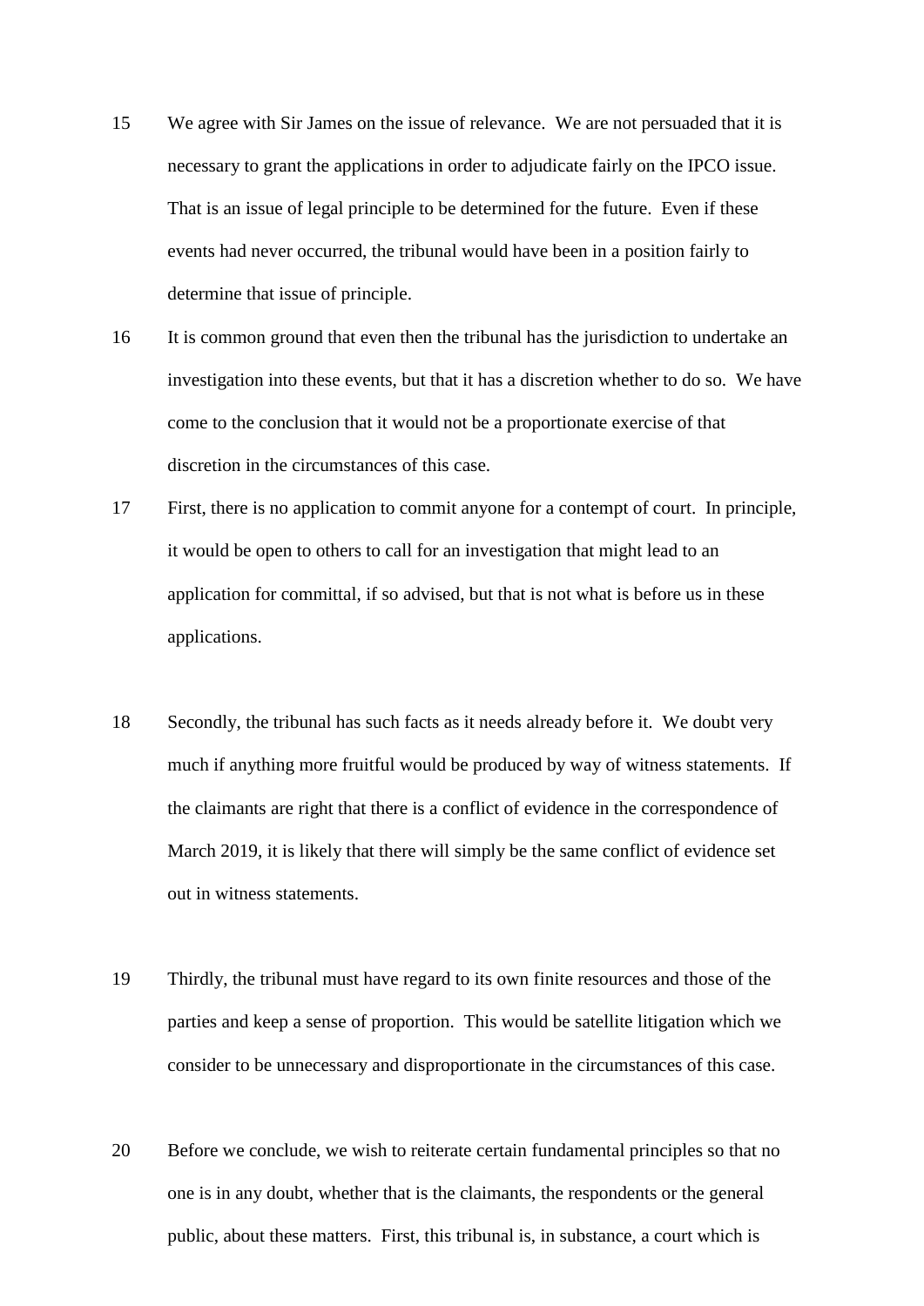15 We agree with Sir James on the issue of relevance. We are not persuaded that it is necessary to grant the applications in order to adjudicate fairly on the IPCO issue. That is an issue of legal principle to be determined for the future. Even if these events had never occurred, the tribunal would have been in a position fairly to determine that issue of principle.

16 It is common ground that even then the tribunal has the jurisdiction to undertake an investigation into these events, but that it has a discretion whether to do so. We have come to the conclusion that it would not be a proportionate exercise of that discretion in the circumstances of this case.

17 First, there is no application to commit anyone for a contempt of court. In principle, it would be open to others to call for an investigation that might lead to an application for committal, if so advised, but that is not what is before us in these applications.

18 Secondly, the tribunal has such facts as it needs already before it. We doubt very much if anything more fruitful would be produced by way of witness statements. If the claimants are right that there is a conflict of evidence in the correspondence of March 2019, it is likely that there will simply be the same conflict of evidence set out in witness statements.

19 Thirdly, the tribunal must have regard to its own finite resources and those of the parties and keep a sense of proportion. This would be satellite litigation which we consider to be unnecessary and disproportionate in the circumstances of this case.

20 Before we conclude, we wish to reiterate certain fundamental principles so that no one is in any doubt, whether that is the claimants, the respondents or the general public, about these matters. First, this tribunal is, in substance, a court which is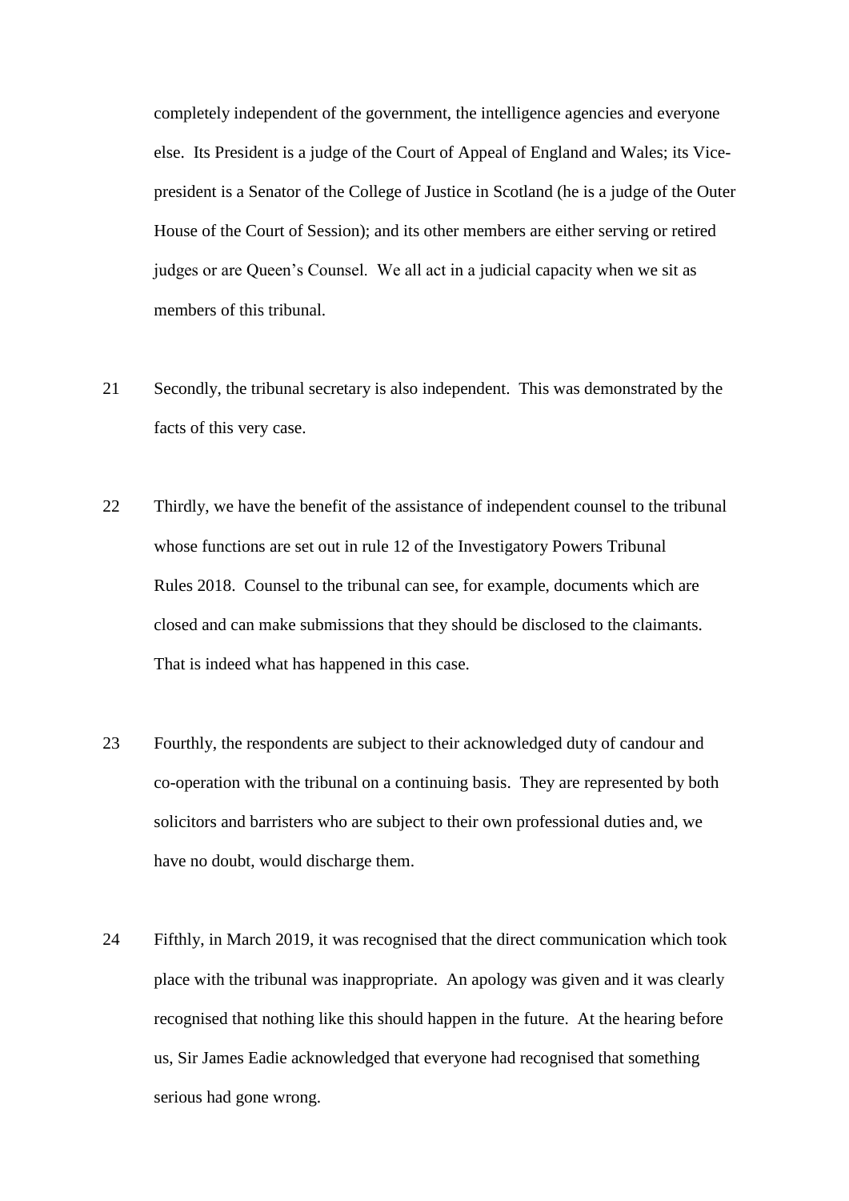completely independent of the government, the intelligence agencies and everyone else. Its President is a judge of the Court of Appeal of England and Wales; its Vice-president is a Senator of the College of Justice in Scotland (he is a judge of the Outer House of the Court of Session); and its other members are either serving or retired judges or are Queen's Counsel. We all act in a judicial capacity when we sit as members of this tribunal.

21 Secondly, the tribunal secretary is also independent. This was demonstrated by the facts of this very case.

22 Thirdly, we have the benefit of the assistance of independent counsel to the tribunal whose functions are set out in rule 12 of the Investigatory Powers Tribunal Rules 2018. Counsel to the tribunal can see, for example, documents which are closed and can make submissions that they should be disclosed to the claimants. That is indeed what has happened in this case.

23 Fourthly, the respondents are subject to their acknowledged duty of candour and co-operation with the tribunal on a continuing basis. They are represented by both solicitors and barristers who are subject to their own professional duties and, we have no doubt, would discharge them.

24 Fifthly, in March 2019, it was recognised that the direct communication which took place with the tribunal was inappropriate. An apology was given and it was clearly recognised that nothing like this should happen in the future. At the hearing before us, Sir James Eadie acknowledged that everyone had recognised that something serious had gone wrong.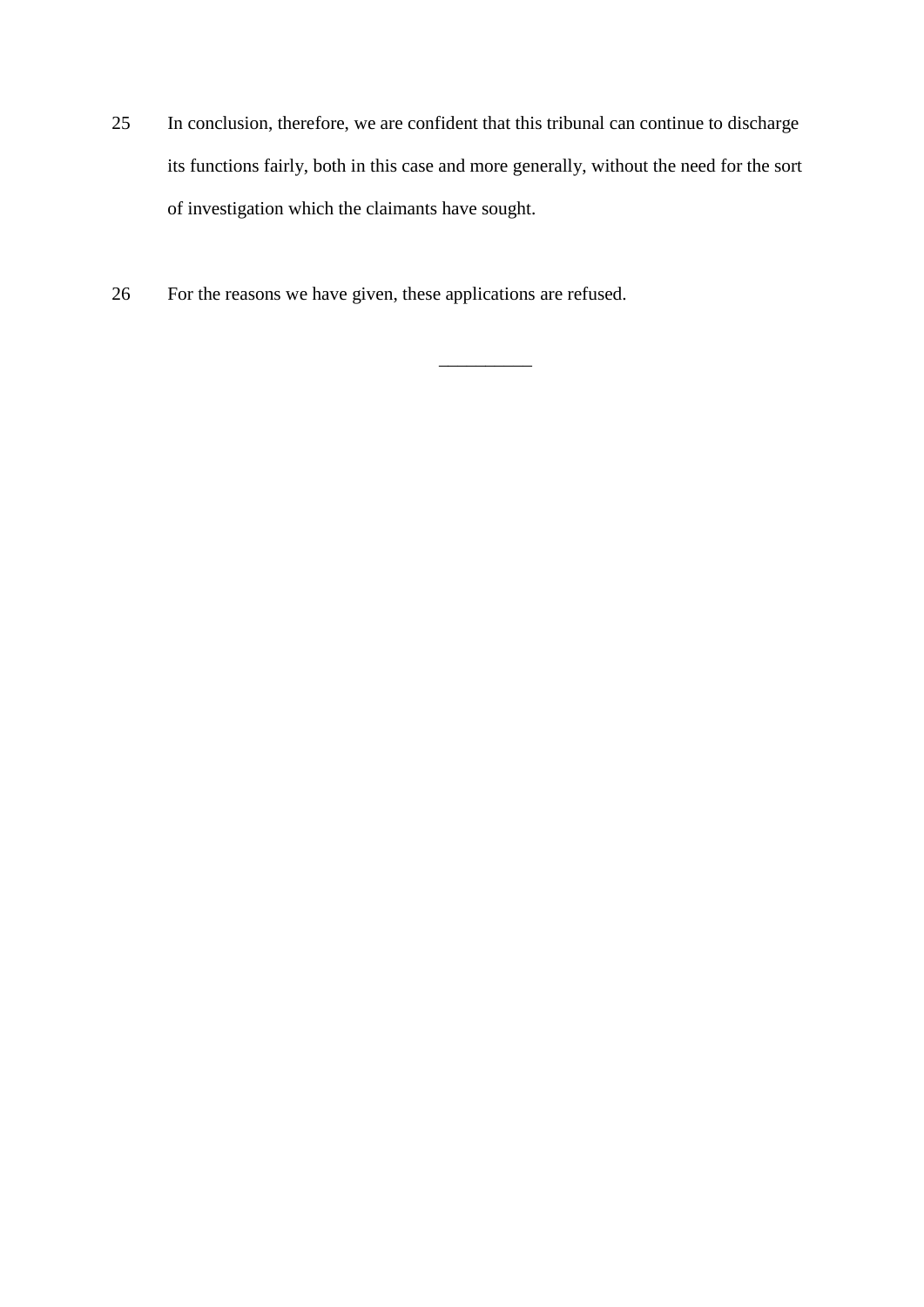25 In conclusion, therefore, we are confident that this tribunal can continue to discharge its functions fairly, both in this case and more generally, without the need for the sort of investigation which the claimants have sought.

26 For the reasons we have given, these applications are refused.

__________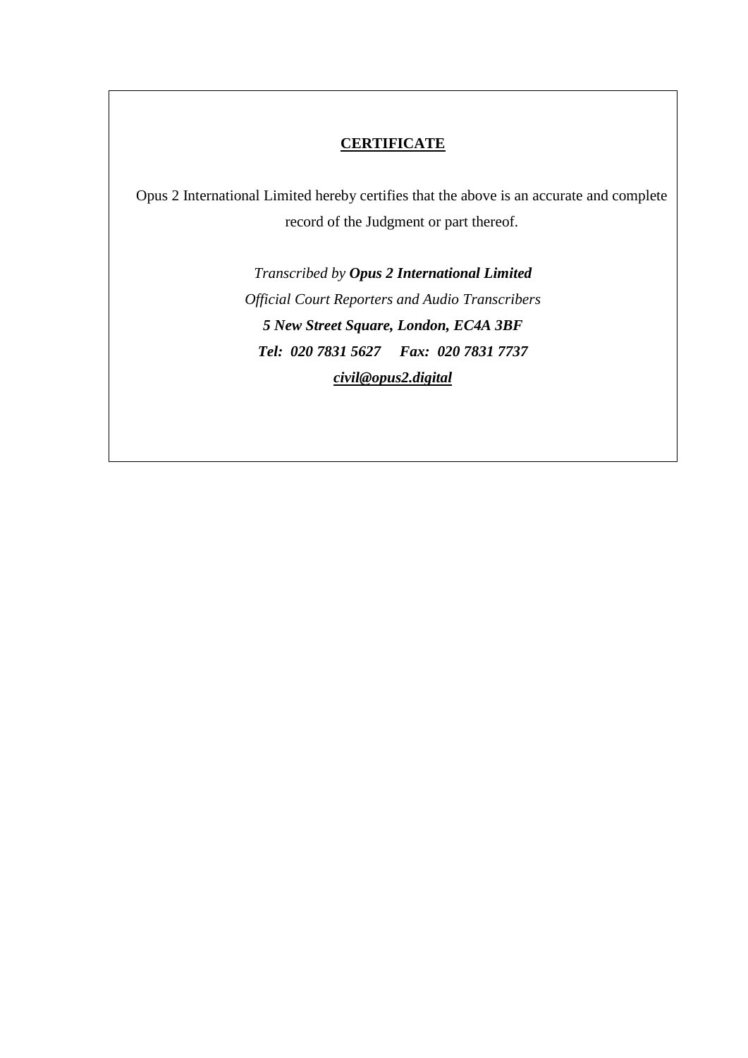**CERTIFICATE**

Opus 2 International Limited hereby certifies that the above is an accurate and complete record of the Judgment or part thereof.

*Transcribed by* ***Opus 2 International Limited***
*Official Court Reporters and Audio Transcribers*
***5 New Street Square, London, EC4A 3BF***
***Tel: 020 7831 5627 Fax: 020 7831 7737***
***civil@opus2.digital***